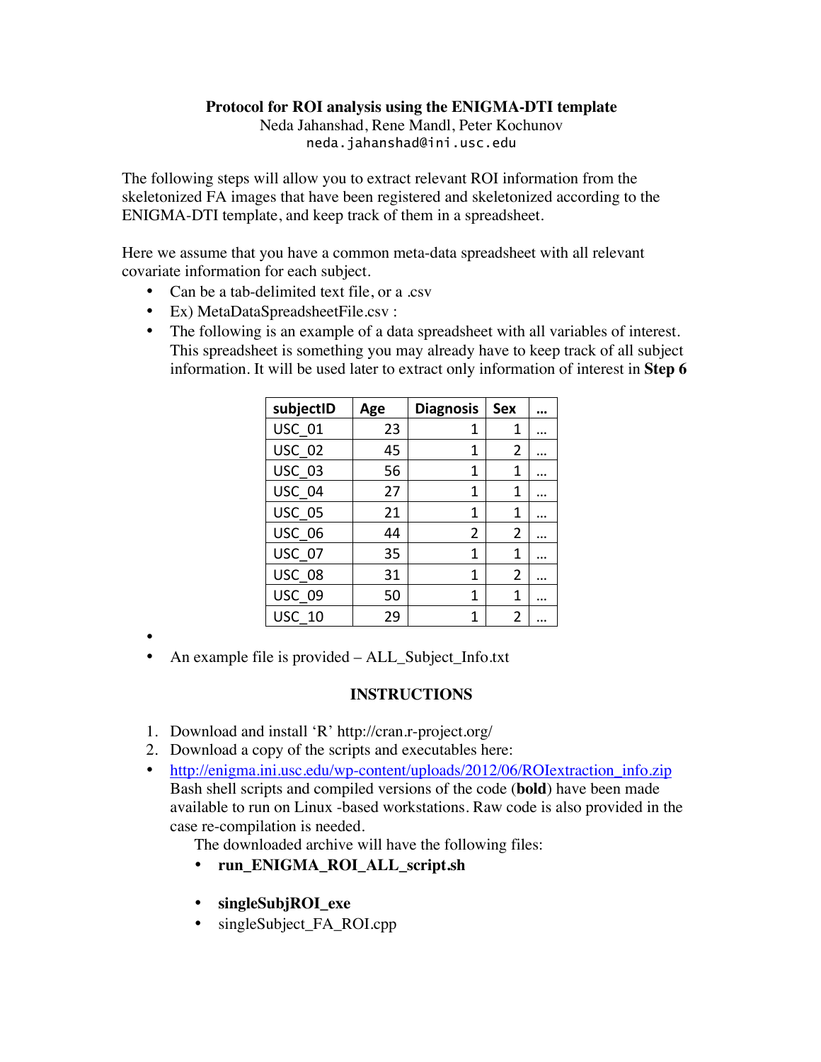**Protocol for ROI analysis using the ENIGMA-DTI template**

Neda Jahanshad, Rene Mandl, Peter Kochunov

neda.jahanshad@ini.usc.edu

The following steps will allow you to extract relevant ROI information from the skeletonized FA images that have been registered and skeletonized according to the ENIGMA-DTI template, and keep track of them in a spreadsheet.

Here we assume that you have a common meta-data spreadsheet with all relevant covariate information for each subject.

- Can be a tab-delimited text file, or a .csv
- Ex) MetaDataSpreadsheetFile.csv :
- The following is an example of a data spreadsheet with all variables of interest. This spreadsheet is something you may already have to keep track of all subject information. It will be used later to extract only information of interest in **Step 6**

| subjectID | Age | Diagnosis | Sex | … |
|---|---|---|---|---|
| USC_01 | 23 | 1 | 1 | … |
| USC_02 | 45 | 1 | 2 | … |
| USC_03 | 56 | 1 | 1 | … |
| USC_04 | 27 | 1 | 1 | … |
| USC_05 | 21 | 1 | 1 | … |
| USC_06 | 44 | 2 | 2 | … |
| USC_07 | 35 | 1 | 1 | … |
| USC_08 | 31 | 1 | 2 | … |
| USC_09 | 50 | 1 | 1 | … |
| USC_10 | 29 | 1 | 2 | … |

- An example file is provided – ALL_Subject_Info.txt

**INSTRUCTIONS**

1. Download and install 'R' http://cran.r-project.org/
2. Download a copy of the scripts and executables here:

- http://enigma.ini.usc.edu/wp-content/uploads/2012/06/ROIextraction_info.zip
  Bash shell scripts and compiled versions of the code (**bold**) have been made available to run on Linux -based workstations. Raw code is also provided in the case re-compilation is needed.
  The downloaded archive will have the following files:
  - **run_ENIGMA_ROI_ALL_script.sh**
  - **singleSubjROI_exe**
  - singleSubject_FA_ROI.cpp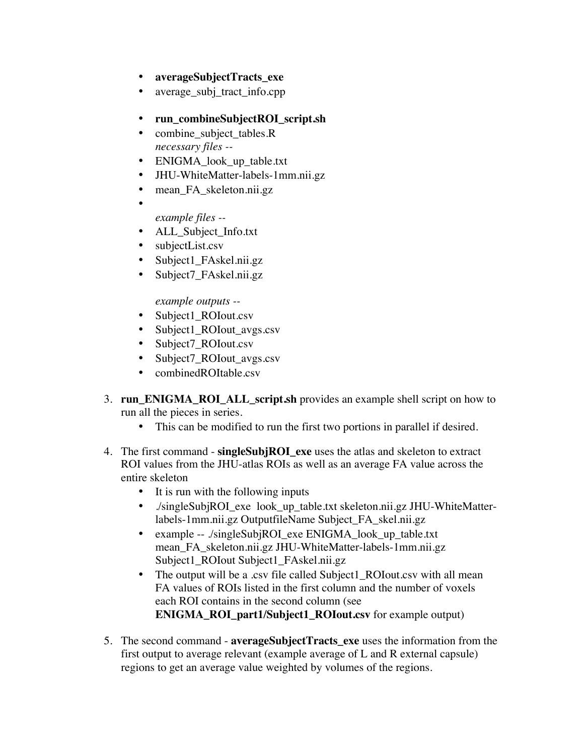- **averageSubjectTracts_exe**
- average_subj_tract_info.cpp

- **run_combineSubjectROI_script.sh**
- combine_subject_tables.R
  *necessary files --*
- ENIGMA_look_up_table.txt
- JHU-WhiteMatter-labels-1mm.nii.gz
- mean_FA_skeleton.nii.gz
- 

  *example files --*
- ALL_Subject_Info.txt
- subjectList.csv
- Subject1_FAskel.nii.gz
- Subject7_FAskel.nii.gz

  *example outputs --*
- Subject1_ROIout.csv
- Subject1_ROIout_avgs.csv
- Subject7_ROIout.csv
- Subject7_ROIout_avgs.csv
- combinedROItable.csv

3. **run_ENIGMA_ROI_ALL_script.sh** provides an example shell script on how to run all the pieces in series.
   - This can be modified to run the first two portions in parallel if desired.

4. The first command - **singleSubjROI_exe** uses the atlas and skeleton to extract ROI values from the JHU-atlas ROIs as well as an average FA value across the entire skeleton
   - It is run with the following inputs
   - ./singleSubjROI_exe look_up_table.txt skeleton.nii.gz JHU-WhiteMatter-labels-1mm.nii.gz OutputfileName Subject_FA_skel.nii.gz
   - example -- ./singleSubjROI_exe ENIGMA_look_up_table.txt mean_FA_skeleton.nii.gz JHU-WhiteMatter-labels-1mm.nii.gz Subject1_ROIout Subject1_FAskel.nii.gz
   - The output will be a .csv file called Subject1_ROIout.csv with all mean FA values of ROIs listed in the first column and the number of voxels each ROI contains in the second column (see **ENIGMA_ROI_part1/Subject1_ROIout.csv** for example output)

5. The second command - **averageSubjectTracts_exe** uses the information from the first output to average relevant (example average of L and R external capsule) regions to get an average value weighted by volumes of the regions.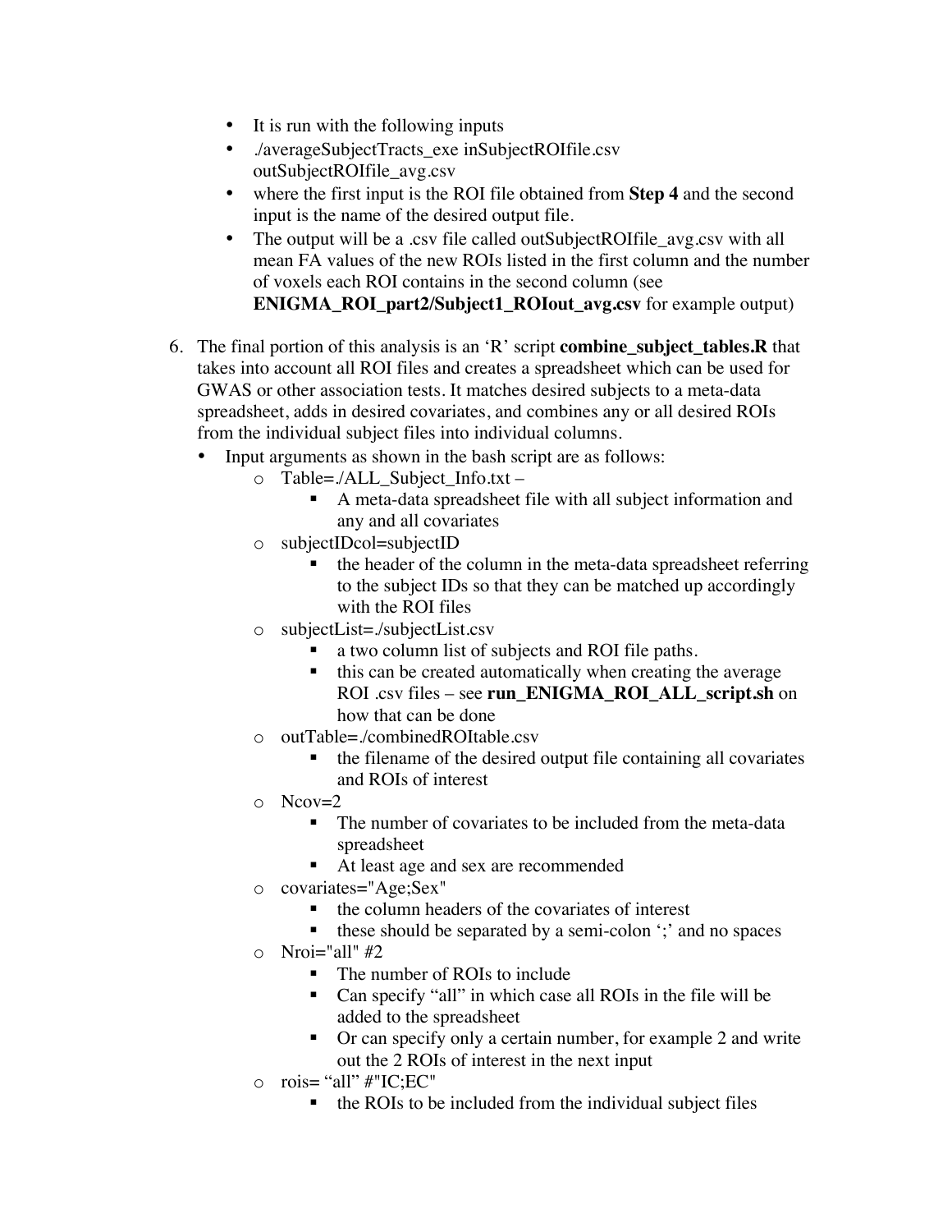- It is run with the following inputs
- ./averageSubjectTracts_exe inSubjectROIfile.csv outSubjectROIfile_avg.csv
- where the first input is the ROI file obtained from **Step 4** and the second input is the name of the desired output file.
- The output will be a .csv file called outSubjectROIfile_avg.csv with all mean FA values of the new ROIs listed in the first column and the number of voxels each ROI contains in the second column (see **ENIGMA_ROI_part2/Subject1_ROIout_avg.csv** for example output)

6. The final portion of this analysis is an 'R' script **combine_subject_tables.R** that takes into account all ROI files and creates a spreadsheet which can be used for GWAS or other association tests. It matches desired subjects to a meta-data spreadsheet, adds in desired covariates, and combines any or all desired ROIs from the individual subject files into individual columns.
   - Input arguments as shown in the bash script are as follows:
     - Table=./ALL_Subject_Info.txt –
       - A meta-data spreadsheet file with all subject information and any and all covariates
     - subjectIDcol=subjectID
       - the header of the column in the meta-data spreadsheet referring to the subject IDs so that they can be matched up accordingly with the ROI files
     - subjectList=./subjectList.csv
       - a two column list of subjects and ROI file paths.
       - this can be created automatically when creating the average ROI .csv files – see **run_ENIGMA_ROI_ALL_script.sh** on how that can be done
     - outTable=./combinedROItable.csv
       - the filename of the desired output file containing all covariates and ROIs of interest
     - Ncov=2
       - The number of covariates to be included from the meta-data spreadsheet
       - At least age and sex are recommended
     - covariates="Age;Sex"
       - the column headers of the covariates of interest
       - these should be separated by a semi-colon ';' and no spaces
     - Nroi="all" #2
       - The number of ROIs to include
       - Can specify "all" in which case all ROIs in the file will be added to the spreadsheet
       - Or can specify only a certain number, for example 2 and write out the 2 ROIs of interest in the next input
     - rois= "all" #"IC;EC"
       - the ROIs to be included from the individual subject files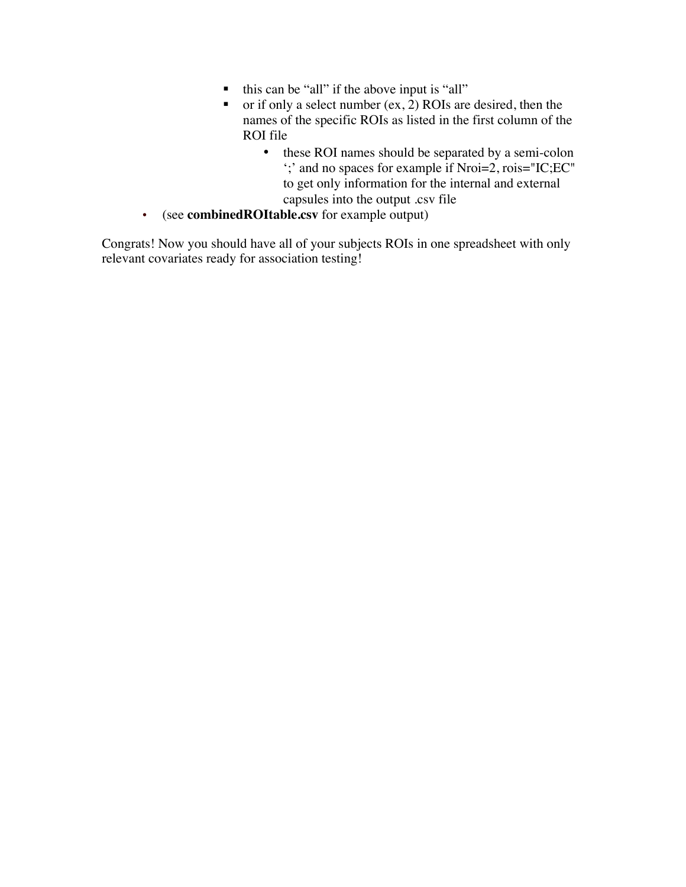- this can be "all" if the above input is "all"
        - or if only a select number (ex, 2) ROIs are desired, then the names of the specific ROIs as listed in the first column of the ROI file
            - these ROI names should be separated by a semi-colon ';' and no spaces for example if Nroi=2, rois="IC;EC" to get only information for the internal and external capsules into the output .csv file
- (see **combinedROItable.csv** for example output)

Congrats! Now you should have all of your subjects ROIs in one spreadsheet with only relevant covariates ready for association testing!